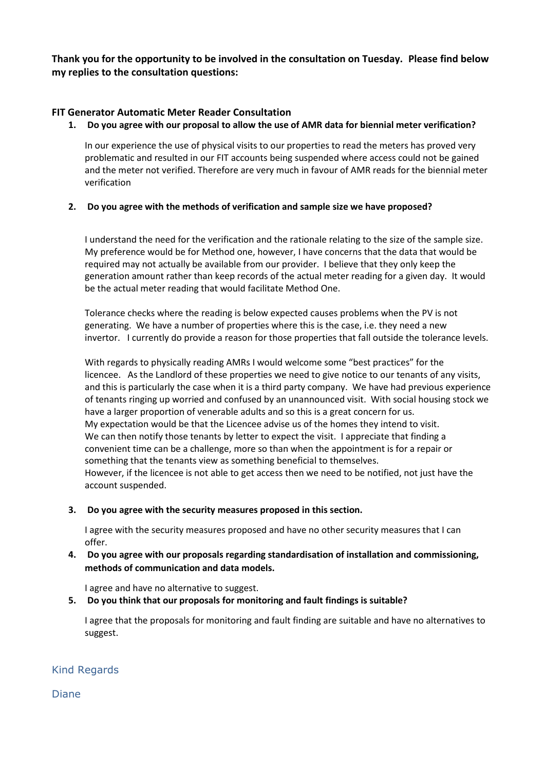**Thank you for the opportunity to be involved in the consultation on Tuesday. Please find below my replies to the consultation questions:**

**FIT Generator Automatic Meter Reader Consultation**

1. **Do you agree with our proposal to allow the use of AMR data for biennial meter verification?**

   In our experience the use of physical visits to our properties to read the meters has proved very problematic and resulted in our FIT accounts being suspended where access could not be gained and the meter not verified. Therefore are very much in favour of AMR reads for the biennial meter verification

2. **Do you agree with the methods of verification and sample size we have proposed?**

   I understand the need for the verification and the rationale relating to the size of the sample size. My preference would be for Method one, however, I have concerns that the data that would be required may not actually be available from our provider. I believe that they only keep the generation amount rather than keep records of the actual meter reading for a given day. It would be the actual meter reading that would facilitate Method One.

   Tolerance checks where the reading is below expected causes problems when the PV is not generating. We have a number of properties where this is the case, i.e. they need a new invertor. I currently do provide a reason for those properties that fall outside the tolerance levels.

   With regards to physically reading AMRs I would welcome some "best practices" for the licencee. As the Landlord of these properties we need to give notice to our tenants of any visits, and this is particularly the case when it is a third party company. We have had previous experience of tenants ringing up worried and confused by an unannounced visit. With social housing stock we have a larger proportion of venerable adults and so this is a great concern for us.
   My expectation would be that the Licencee advise us of the homes they intend to visit. We can then notify those tenants by letter to expect the visit. I appreciate that finding a convenient time can be a challenge, more so than when the appointment is for a repair or something that the tenants view as something beneficial to themselves.
   However, if the licencee is not able to get access then we need to be notified, not just have the account suspended.

3. **Do you agree with the security measures proposed in this section.**

   I agree with the security measures proposed and have no other security measures that I can offer.

4. **Do you agree with our proposals regarding standardisation of installation and commissioning, methods of communication and data models.**

   I agree and have no alternative to suggest.

5. **Do you think that our proposals for monitoring and fault findings is suitable?**

   I agree that the proposals for monitoring and fault finding are suitable and have no alternatives to suggest.

Kind Regards

Diane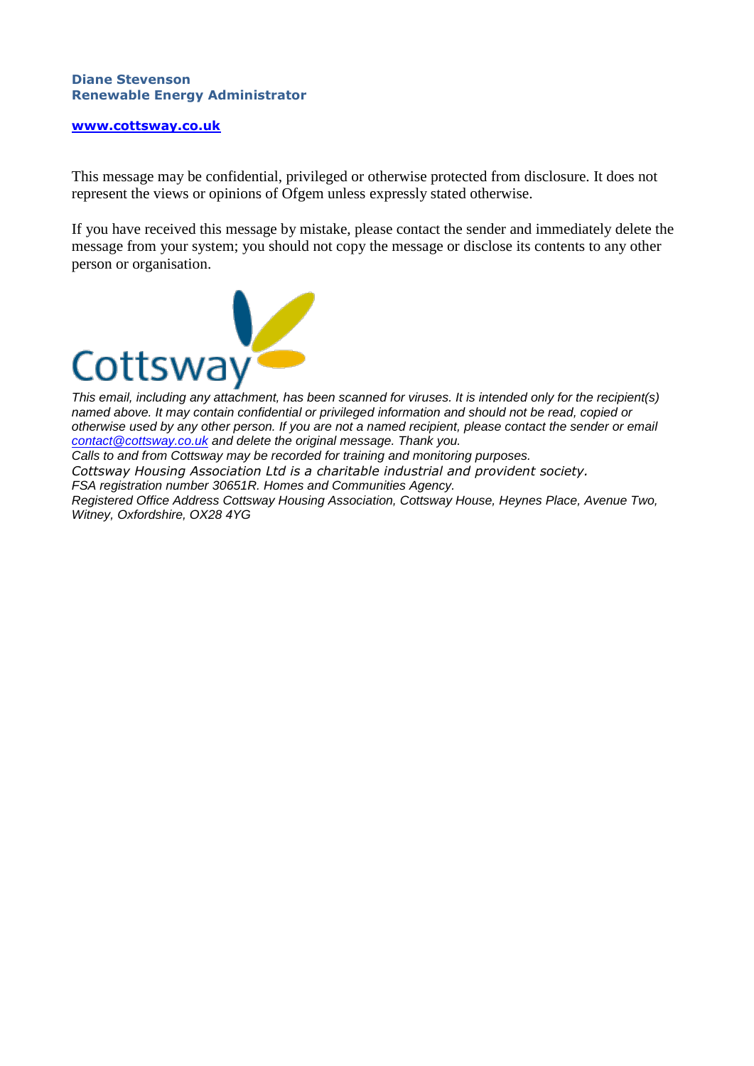**Diane Stevenson**
**Renewable Energy Administrator**

**[www.cottsway.co.uk](http://www.cottsway.co.uk)**

This message may be confidential, privileged or otherwise protected from disclosure. It does not represent the views or opinions of Ofgem unless expressly stated otherwise.

If you have received this message by mistake, please contact the sender and immediately delete the message from your system; you should not copy the message or disclose its contents to any other person or organisation.

Cottsway

*This email, including any attachment, has been scanned for viruses. It is intended only for the recipient(s) named above. It may contain confidential or privileged information and should not be read, copied or otherwise used by any other person. If you are not a named recipient, please contact the sender or email [contact@cottsway.co.uk](mailto:contact@cottsway.co.uk) and delete the original message. Thank you.*
*Calls to and from Cottsway may be recorded for training and monitoring purposes.*
*Cottsway Housing Association Ltd is a charitable industrial and provident society.*
*FSA registration number 30651R. Homes and Communities Agency.*
*Registered Office Address Cottsway Housing Association, Cottsway House, Heynes Place, Avenue Two, Witney, Oxfordshire, OX28 4YG*